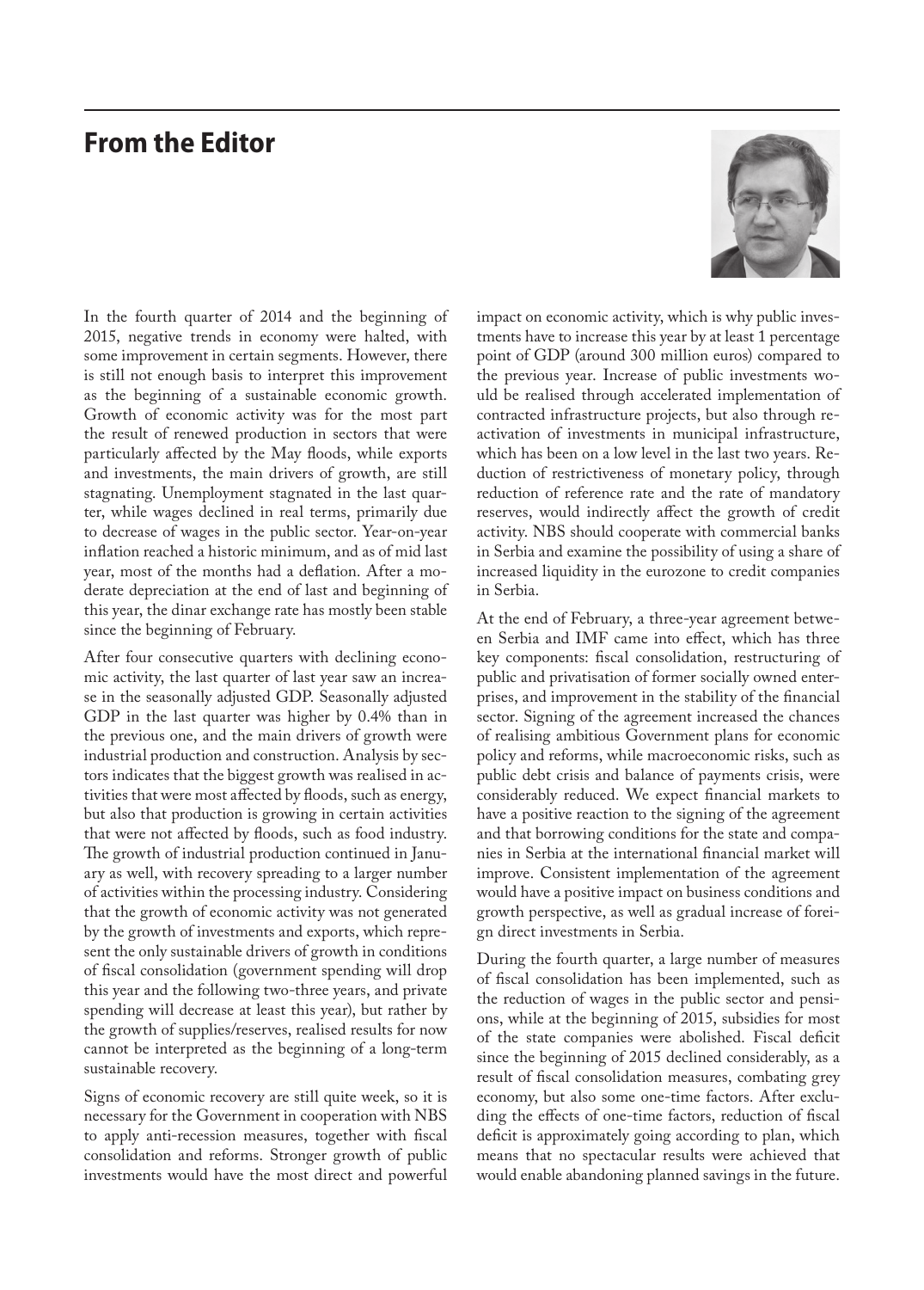# From the Editor

In the fourth quarter of 2014 and the beginning of 2015, negative trends in economy were halted, with some improvement in certain segments. However, there is still not enough basis to interpret this improvement as the beginning of a sustainable economic growth. Growth of economic activity was for the most part the result of renewed production in sectors that were particularly affected by the May floods, while exports and investments, the main drivers of growth, are still stagnating. Unemployment stagnated in the last quarter, while wages declined in real terms, primarily due to decrease of wages in the public sector. Year-on-year inflation reached a historic minimum, and as of mid last year, most of the months had a deflation. After a moderate depreciation at the end of last and beginning of this year, the dinar exchange rate has mostly been stable since the beginning of February.

After four consecutive quarters with declining economic activity, the last quarter of last year saw an increase in the seasonally adjusted GDP. Seasonally adjusted GDP in the last quarter was higher by 0.4% than in the previous one, and the main drivers of growth were industrial production and construction. Analysis by sectors indicates that the biggest growth was realised in activities that were most affected by floods, such as energy, but also that production is growing in certain activities that were not affected by floods, such as food industry. The growth of industrial production continued in January as well, with recovery spreading to a larger number of activities within the processing industry. Considering that the growth of economic activity was not generated by the growth of investments and exports, which represent the only sustainable drivers of growth in conditions of fiscal consolidation (government spending will drop this year and the following two-three years, and private spending will decrease at least this year), but rather by the growth of supplies/reserves, realised results for now cannot be interpreted as the beginning of a long-term sustainable recovery.

Signs of economic recovery are still quite week, so it is necessary for the Government in cooperation with NBS to apply anti-recession measures, together with fiscal consolidation and reforms. Stronger growth of public investments would have the most direct and powerful impact on economic activity, which is why public investments have to increase this year by at least 1 percentage point of GDP (around 300 million euros) compared to the previous year. Increase of public investments would be realised through accelerated implementation of contracted infrastructure projects, but also through reactivation of investments in municipal infrastructure, which has been on a low level in the last two years. Reduction of restrictiveness of monetary policy, through reduction of reference rate and the rate of mandatory reserves, would indirectly affect the growth of credit activity. NBS should cooperate with commercial banks in Serbia and examine the possibility of using a share of increased liquidity in the eurozone to credit companies in Serbia.

At the end of February, a three-year agreement between Serbia and IMF came into effect, which has three key components: fiscal consolidation, restructuring of public and privatisation of former socially owned enterprises, and improvement in the stability of the financial sector. Signing of the agreement increased the chances of realising ambitious Government plans for economic policy and reforms, while macroeconomic risks, such as public debt crisis and balance of payments crisis, were considerably reduced. We expect financial markets to have a positive reaction to the signing of the agreement and that borrowing conditions for the state and companies in Serbia at the international financial market will improve. Consistent implementation of the agreement would have a positive impact on business conditions and growth perspective, as well as gradual increase of foreign direct investments in Serbia.

During the fourth quarter, a large number of measures of fiscal consolidation has been implemented, such as the reduction of wages in the public sector and pensions, while at the beginning of 2015, subsidies for most of the state companies were abolished. Fiscal deficit since the beginning of 2015 declined considerably, as a result of fiscal consolidation measures, combating grey economy, but also some one-time factors. After excluding the effects of one-time factors, reduction of fiscal deficit is approximately going according to plan, which means that no spectacular results were achieved that would enable abandoning planned savings in the future.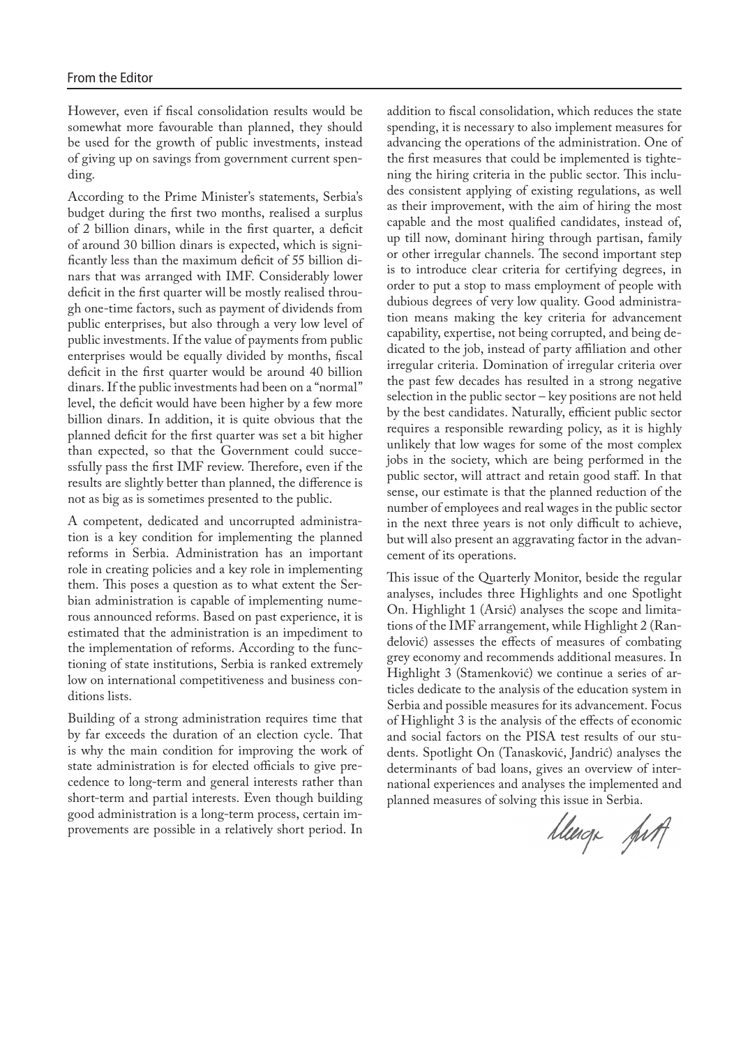However, even if fiscal consolidation results would be somewhat more favourable than planned, they should be used for the growth of public investments, instead of giving up on savings from government current spending.

According to the Prime Minister's statements, Serbia's budget during the first two months, realised a surplus of 2 billion dinars, while in the first quarter, a deficit of around 30 billion dinars is expected, which is significantly less than the maximum deficit of 55 billion dinars that was arranged with IMF. Considerably lower deficit in the first quarter will be mostly realised through one-time factors, such as payment of dividends from public enterprises, but also through a very low level of public investments. If the value of payments from public enterprises would be equally divided by months, fiscal deficit in the first quarter would be around 40 billion dinars. If the public investments had been on a "normal" level, the deficit would have been higher by a few more billion dinars. In addition, it is quite obvious that the planned deficit for the first quarter was set a bit higher than expected, so that the Government could successfully pass the first IMF review. Therefore, even if the results are slightly better than planned, the difference is not as big as is sometimes presented to the public.

A competent, dedicated and uncorrupted administration is a key condition for implementing the planned reforms in Serbia. Administration has an important role in creating policies and a key role in implementing them. This poses a question as to what extent the Serbian administration is capable of implementing numerous announced reforms. Based on past experience, it is estimated that the administration is an impediment to the implementation of reforms. According to the functioning of state institutions, Serbia is ranked extremely low on international competitiveness and business conditions lists.

Building of a strong administration requires time that by far exceeds the duration of an election cycle. That is why the main condition for improving the work of state administration is for elected officials to give precedence to long-term and general interests rather than short-term and partial interests. Even though building good administration is a long-term process, certain improvements are possible in a relatively short period. In addition to fiscal consolidation, which reduces the state spending, it is necessary to also implement measures for advancing the operations of the administration. One of the first measures that could be implemented is tightening the hiring criteria in the public sector. This includes consistent applying of existing regulations, as well as their improvement, with the aim of hiring the most capable and the most qualified candidates, instead of, up till now, dominant hiring through partisan, family or other irregular channels. The second important step is to introduce clear criteria for certifying degrees, in order to put a stop to mass employment of people with dubious degrees of very low quality. Good administration means making the key criteria for advancement capability, expertise, not being corrupted, and being dedicated to the job, instead of party affiliation and other irregular criteria. Domination of irregular criteria over the past few decades has resulted in a strong negative selection in the public sector – key positions are not held by the best candidates. Naturally, efficient public sector requires a responsible rewarding policy, as it is highly unlikely that low wages for some of the most complex jobs in the society, which are being performed in the public sector, will attract and retain good staff. In that sense, our estimate is that the planned reduction of the number of employees and real wages in the public sector in the next three years is not only difficult to achieve, but will also present an aggravating factor in the advancement of its operations.

This issue of the Quarterly Monitor, beside the regular analyses, includes three Highlights and one Spotlight On. Highlight 1 (Arsić) analyses the scope and limitations of the IMF arrangement, while Highlight 2 (Ranđelović) assesses the effects of measures of combating grey economy and recommends additional measures. In Highlight 3 (Stamenković) we continue a series of articles dedicate to the analysis of the education system in Serbia and possible measures for its advancement. Focus of Highlight 3 is the analysis of the effects of economic and social factors on the PISA test results of our students. Spotlight On (Tanasković, Jandrić) analyses the determinants of bad loans, gives an overview of international experiences and analyses the implemented and planned measures of solving this issue in Serbia.